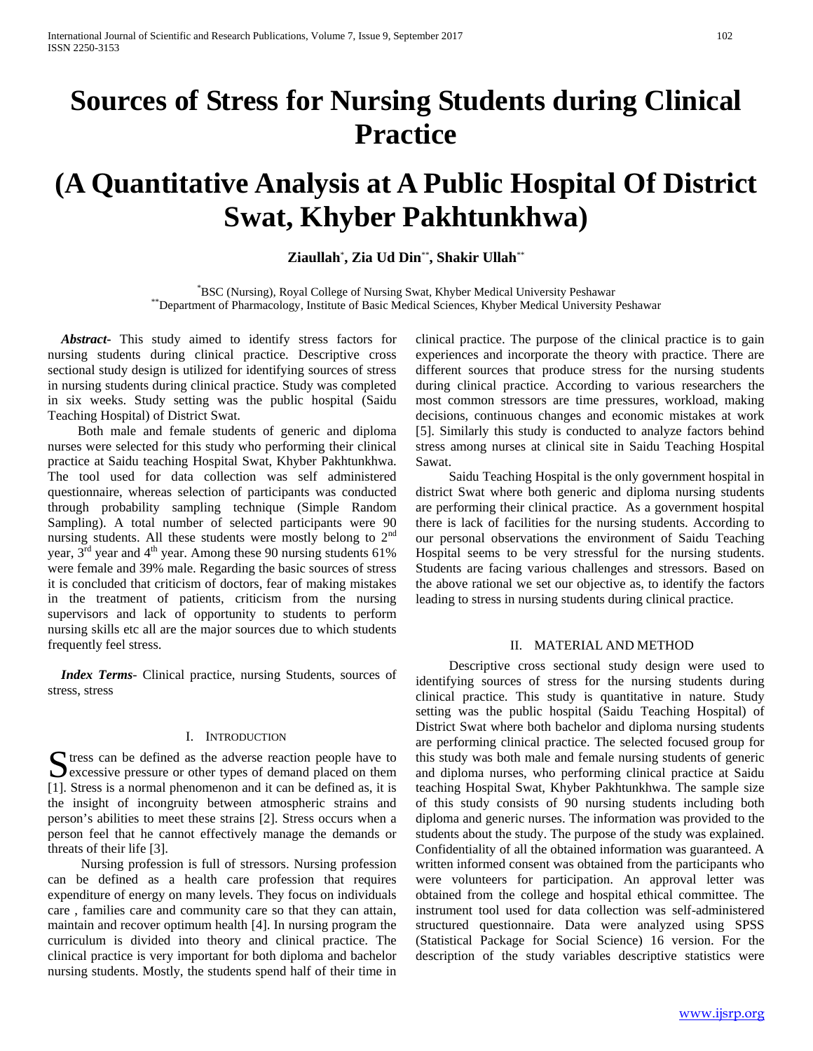# Sources of Stress for Nursing Students during Clinical Practice

# (A Quantitative Analysis at A Public Hospital Of District Swat, Khyber Pakhtunkhwa)

**Ziaullah[*], Zia Ud Din[**], Shakir Ullah[**]**

[*]BSC (Nursing), Royal College of Nursing Swat, Khyber Medical University Peshawar
[**]Department of Pharmacology, Institute of Basic Medical Sciences, Khyber Medical University Peshawar

***Abstract*-** This study aimed to identify stress factors for nursing students during clinical practice. Descriptive cross sectional study design is utilized for identifying sources of stress in nursing students during clinical practice. Study was completed in six weeks. Study setting was the public hospital (Saidu Teaching Hospital) of District Swat.

Both male and female students of generic and diploma nurses were selected for this study who performing their clinical practice at Saidu teaching Hospital Swat, Khyber Pakhtunkhwa. The tool used for data collection was self administered questionnaire, whereas selection of participants was conducted through probability sampling technique (Simple Random Sampling). A total number of selected participants were 90 nursing students. All these students were mostly belong to 2nd year, 3rd year and 4th year. Among these 90 nursing students 61% were female and 39% male. Regarding the basic sources of stress it is concluded that criticism of doctors, fear of making mistakes in the treatment of patients, criticism from the nursing supervisors and lack of opportunity to students to perform nursing skills etc all are the major sources due to which students frequently feel stress.

***Index Terms*-** Clinical practice, nursing Students, sources of stress, stress

## I. Introduction

Stress can be defined as the adverse reaction people have to excessive pressure or other types of demand placed on them [1]. Stress is a normal phenomenon and it can be defined as, it is the insight of incongruity between atmospheric strains and person's abilities to meet these strains [2]. Stress occurs when a person feel that he cannot effectively manage the demands or threats of their life [3].

Nursing profession is full of stressors. Nursing profession can be defined as a health care profession that requires expenditure of energy on many levels. They focus on individuals care , families care and community care so that they can attain, maintain and recover optimum health [4]. In nursing program the curriculum is divided into theory and clinical practice. The clinical practice is very important for both diploma and bachelor nursing students. Mostly, the students spend half of their time in clinical practice. The purpose of the clinical practice is to gain experiences and incorporate the theory with practice. There are different sources that produce stress for the nursing students during clinical practice. According to various researchers the most common stressors are time pressures, workload, making decisions, continuous changes and economic mistakes at work [5]. Similarly this study is conducted to analyze factors behind stress among nurses at clinical site in Saidu Teaching Hospital Sawat.

Saidu Teaching Hospital is the only government hospital in district Swat where both generic and diploma nursing students are performing their clinical practice. As a government hospital there is lack of facilities for the nursing students. According to our personal observations the environment of Saidu Teaching Hospital seems to be very stressful for the nursing students. Students are facing various challenges and stressors. Based on the above rational we set our objective as, to identify the factors leading to stress in nursing students during clinical practice.

## II. Material and Method

Descriptive cross sectional study design were used to identifying sources of stress for the nursing students during clinical practice. This study is quantitative in nature. Study setting was the public hospital (Saidu Teaching Hospital) of District Swat where both bachelor and diploma nursing students are performing clinical practice. The selected focused group for this study was both male and female nursing students of generic and diploma nurses, who performing clinical practice at Saidu teaching Hospital Swat, Khyber Pakhtunkhwa. The sample size of this study consists of 90 nursing students including both diploma and generic nurses. The information was provided to the students about the study. The purpose of the study was explained. Confidentiality of all the obtained information was guaranteed. A written informed consent was obtained from the participants who were volunteers for participation. An approval letter was obtained from the college and hospital ethical committee. The instrument tool used for data collection was self-administered structured questionnaire. Data were analyzed using SPSS (Statistical Package for Social Science) 16 version. For the description of the study variables descriptive statistics were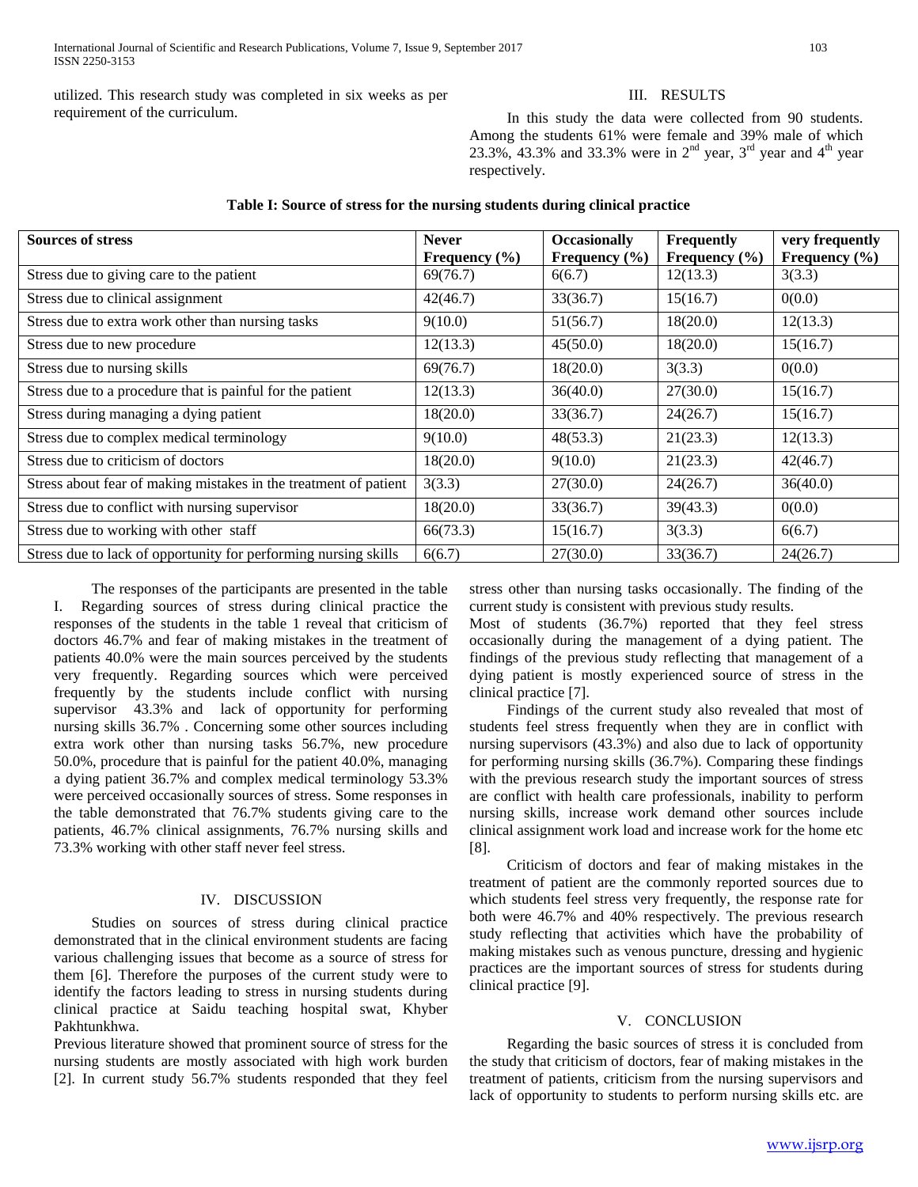utilized. This research study was completed in six weeks as per requirement of the curriculum.

## III. RESULTS

In this study the data were collected from 90 students. Among the students 61% were female and 39% male of which 23.3%, 43.3% and 33.3% were in 2nd year, 3rd year and 4th year respectively.

**Table I: Source of stress for the nursing students during clinical practice**

| Sources of stress | Never Frequency (%) | Occasionally Frequency (%) | Frequently Frequency (%) | very frequently Frequency (%) |
|---|---|---|---|---|
| Stress due to giving care to the patient | 69(76.7) | 6(6.7) | 12(13.3) | 3(3.3) |
| Stress due to clinical assignment | 42(46.7) | 33(36.7) | 15(16.7) | 0(0.0) |
| Stress due to extra work other than nursing tasks | 9(10.0) | 51(56.7) | 18(20.0) | 12(13.3) |
| Stress due to new procedure | 12(13.3) | 45(50.0) | 18(20.0) | 15(16.7) |
| Stress due to nursing skills | 69(76.7) | 18(20.0) | 3(3.3) | 0(0.0) |
| Stress due to a procedure that is painful for the patient | 12(13.3) | 36(40.0) | 27(30.0) | 15(16.7) |
| Stress during managing a dying patient | 18(20.0) | 33(36.7) | 24(26.7) | 15(16.7) |
| Stress due to complex medical terminology | 9(10.0) | 48(53.3) | 21(23.3) | 12(13.3) |
| Stress due to criticism of doctors | 18(20.0) | 9(10.0) | 21(23.3) | 42(46.7) |
| Stress about fear of making mistakes in the treatment of patient | 3(3.3) | 27(30.0) | 24(26.7) | 36(40.0) |
| Stress due to conflict with nursing supervisor | 18(20.0) | 33(36.7) | 39(43.3) | 0(0.0) |
| Stress due to working with other staff | 66(73.3) | 15(16.7) | 3(3.3) | 6(6.7) |
| Stress due to lack of opportunity for performing nursing skills | 6(6.7) | 27(30.0) | 33(36.7) | 24(26.7) |

The responses of the participants are presented in the table I. Regarding sources of stress during clinical practice the responses of the students in the table 1 reveal that criticism of doctors 46.7% and fear of making mistakes in the treatment of patients 40.0% were the main sources perceived by the students very frequently. Regarding sources which were perceived frequently by the students include conflict with nursing supervisor 43.3% and lack of opportunity for performing nursing skills 36.7% . Concerning some other sources including extra work other than nursing tasks 56.7%, new procedure 50.0%, procedure that is painful for the patient 40.0%, managing a dying patient 36.7% and complex medical terminology 53.3% were perceived occasionally sources of stress. Some responses in the table demonstrated that 76.7% students giving care to the patients, 46.7% clinical assignments, 76.7% nursing skills and 73.3% working with other staff never feel stress.

## IV. DISCUSSION

Studies on sources of stress during clinical practice demonstrated that in the clinical environment students are facing various challenging issues that become as a source of stress for them [6]. Therefore the purposes of the current study were to identify the factors leading to stress in nursing students during clinical practice at Saidu teaching hospital swat, Khyber Pakhtunkhwa.

Previous literature showed that prominent source of stress for the nursing students are mostly associated with high work burden [2]. In current study 56.7% students responded that they feel stress other than nursing tasks occasionally. The finding of the current study is consistent with previous study results.

Most of students (36.7%) reported that they feel stress occasionally during the management of a dying patient. The findings of the previous study reflecting that management of a dying patient is mostly experienced source of stress in the clinical practice [7].

Findings of the current study also revealed that most of students feel stress frequently when they are in conflict with nursing supervisors (43.3%) and also due to lack of opportunity for performing nursing skills (36.7%). Comparing these findings with the previous research study the important sources of stress are conflict with health care professionals, inability to perform nursing skills, increase work demand other sources include clinical assignment work load and increase work for the home etc [8].

Criticism of doctors and fear of making mistakes in the treatment of patient are the commonly reported sources due to which students feel stress very frequently, the response rate for both were 46.7% and 40% respectively. The previous research study reflecting that activities which have the probability of making mistakes such as venous puncture, dressing and hygienic practices are the important sources of stress for students during clinical practice [9].

## V. CONCLUSION

Regarding the basic sources of stress it is concluded from the study that criticism of doctors, fear of making mistakes in the treatment of patients, criticism from the nursing supervisors and lack of opportunity to students to perform nursing skills etc. are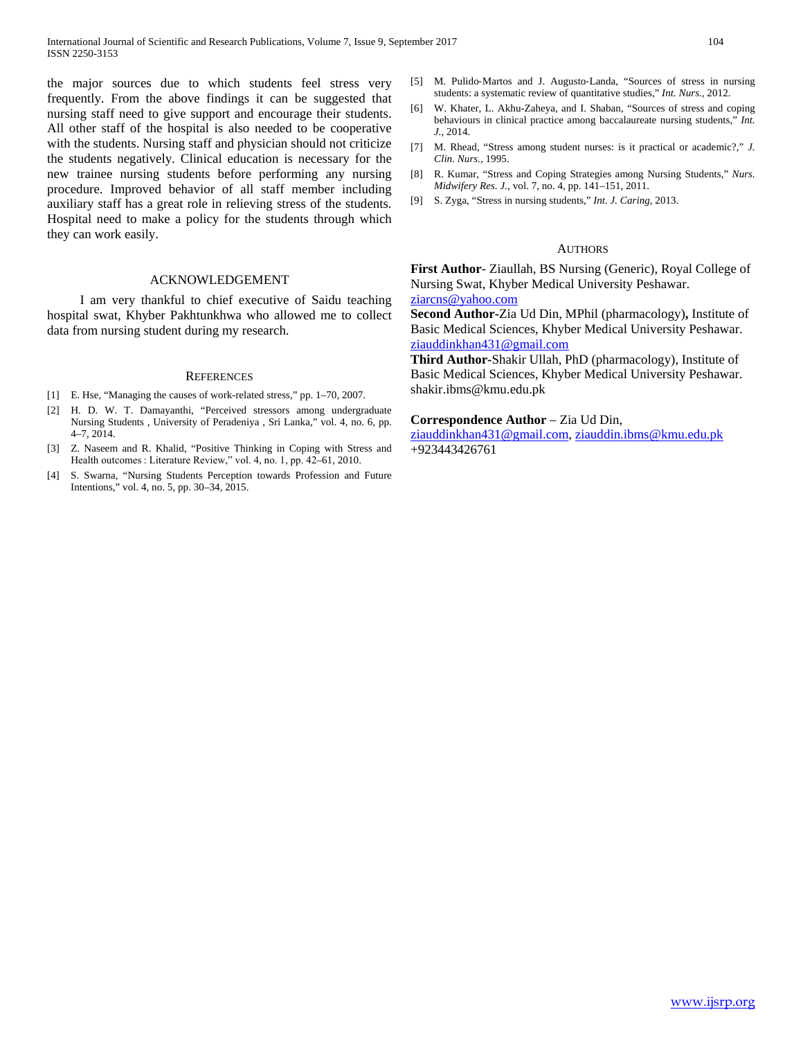the major sources due to which students feel stress very frequently. From the above findings it can be suggested that nursing staff need to give support and encourage their students. All other staff of the hospital is also needed to be cooperative with the students. Nursing staff and physician should not criticize the students negatively. Clinical education is necessary for the new trainee nursing students before performing any nursing procedure. Improved behavior of all staff member including auxiliary staff has a great role in relieving stress of the students. Hospital need to make a policy for the students through which they can work easily.

## ACKNOWLEDGEMENT

I am very thankful to chief executive of Saidu teaching hospital swat, Khyber Pakhtunkhwa who allowed me to collect data from nursing student during my research.

## REFERENCES

[1] E. Hse, "Managing the causes of work-related stress," pp. 1–70, 2007.

[2] H. D. W. T. Damayanthi, "Perceived stressors among undergraduate Nursing Students , University of Peradeniya , Sri Lanka," vol. 4, no. 6, pp. 4–7, 2014.

[3] Z. Naseem and R. Khalid, "Positive Thinking in Coping with Stress and Health outcomes : Literature Review," vol. 4, no. 1, pp. 42–61, 2010.

[4] S. Swarna, "Nursing Students Perception towards Profession and Future Intentions," vol. 4, no. 5, pp. 30–34, 2015.

[5] M. Pulido‐Martos and J. Augusto‐Landa, "Sources of stress in nursing students: a systematic review of quantitative studies," *Int. Nurs.*, 2012.

[6] W. Khater, L. Akhu-Zaheya, and I. Shaban, "Sources of stress and coping behaviours in clinical practice among baccalaureate nursing students," *Int. J.*, 2014.

[7] M. Rhead, "Stress among student nurses: is it practical or academic?," *J. Clin. Nurs.*, 1995.

[8] R. Kumar, "Stress and Coping Strategies among Nursing Students," *Nurs. Midwifery Res. J.*, vol. 7, no. 4, pp. 141–151, 2011.

[9] S. Zyga, "Stress in nursing students," *Int. J. Caring*, 2013.

## AUTHORS

**First Author**- Ziaullah, BS Nursing (Generic), Royal College of Nursing Swat, Khyber Medical University Peshawar. ziarcns@yahoo.com

**Second Author**-Zia Ud Din, MPhil (pharmacology)**,** Institute of Basic Medical Sciences, Khyber Medical University Peshawar. ziauddinkhan431@gmail.com

**Third Author**-Shakir Ullah, PhD (pharmacology), Institute of Basic Medical Sciences, Khyber Medical University Peshawar. shakir.ibms@kmu.edu.pk

**Correspondence Author** – Zia Ud Din, ziauddinkhan431@gmail.com, ziauddin.ibms@kmu.edu.pk +923443426761